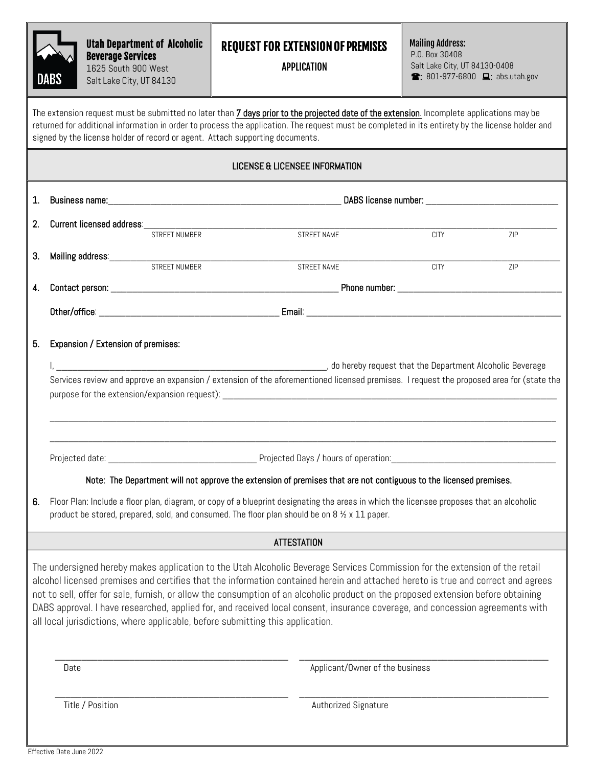**Utah Department of Alcoholic Beverage Services**
1625 South 900 West
Salt Lake City, UT 84130

# REQUEST FOR EXTENSION OF PREMISES

**APPLICATION**

**Mailing Address:**
P.O. Box 30408
Salt Lake City, UT 84130-0408
☎: 801-977-6800 💻: abs.utah.gov

The extension request must be submitted no later than <u>7 days prior to the projected date of the extension</u>. Incomplete applications may be returned for additional information in order to process the application. The request must be completed in its entirety by the license holder and signed by the license holder of record or agent. Attach supporting documents.

## LICENSE & LICENSEE INFORMATION

1. Business name: ______________________ DABS license number: ______________________

2. Current licensed address: ______________________
   STREET NUMBER STREET NAME CITY ZIP

3. Mailing address: ______________________
   STREET NUMBER STREET NAME CITY ZIP

4. Contact person: ______________________ Phone number: ______________________

   Other/office: ______________________ Email: ______________________

5. Expansion / Extension of premises:

   I, ______________________, do hereby request that the Department Alcoholic Beverage Services review and approve an expansion / extension of the aforementioned licensed premises. I request the proposed area for (state the purpose for the extension/expansion request): ______________________

   ______________________

   ______________________

   Projected date: ______________________ Projected Days / hours of operation: ______________________

   **Note: The Department will not approve the extension of premises that are not contiguous to the licensed premises.**

6. Floor Plan: Include a floor plan, diagram, or copy of a blueprint designating the areas in which the licensee proposes that an alcoholic product be stored, prepared, sold, and consumed. The floor plan should be on 8 ½ x 11 paper.

## ATTESTATION

The undersigned hereby makes application to the Utah Alcoholic Beverage Services Commission for the extension of the retail alcohol licensed premises and certifies that the information contained herein and attached hereto is true and correct and agrees not to sell, offer for sale, furnish, or allow the consumption of an alcoholic product on the proposed extension before obtaining DABS approval. I have researched, applied for, and received local consent, insurance coverage, and concession agreements with all local jurisdictions, where applicable, before submitting this application.

______________________ ______________________
Date Applicant/Owner of the business

______________________ ______________________
Title / Position Authorized Signature

Effective Date June 2022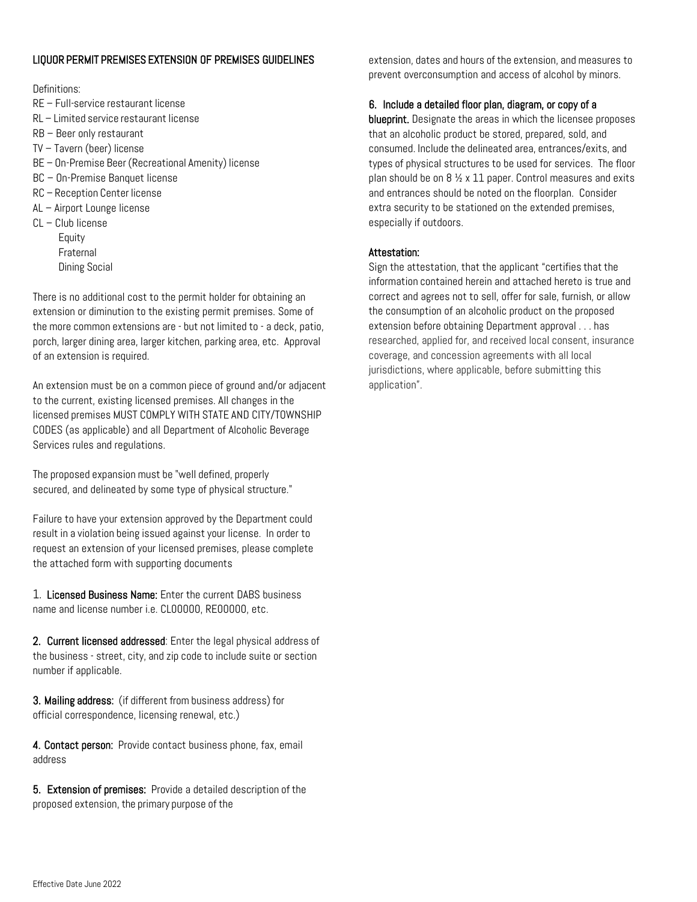## LIQUOR PERMIT PREMISES EXTENSION OF PREMISES GUIDELINES

Definitions:

- RE – Full-service restaurant license
- RL – Limited service restaurant license
- RB – Beer only restaurant
- TV – Tavern (beer) license
- BE – On-Premise Beer (Recreational Amenity) license
- BC – On-Premise Banquet license
- RC – Reception Center license
- AL – Airport Lounge license
- CL – Club license
    - Equity
    - Fraternal
    - Dining Social

There is no additional cost to the permit holder for obtaining an extension or diminution to the existing permit premises. Some of the more common extensions are - but not limited to - a deck, patio, porch, larger dining area, larger kitchen, parking area, etc. Approval of an extension is required.

An extension must be on a common piece of ground and/or adjacent to the current, existing licensed premises. All changes in the licensed premises MUST COMPLY WITH STATE AND CITY/TOWNSHIP CODES (as applicable) and all Department of Alcoholic Beverage Services rules and regulations.

The proposed expansion must be "well defined, properly secured, and delineated by some type of physical structure."

Failure to have your extension approved by the Department could result in a violation being issued against your license. In order to request an extension of your licensed premises, please complete the attached form with supporting documents

1. **Licensed Business Name:** Enter the current DABS business name and license number i.e. CL00000, RE00000, etc.

2. **Current licensed addressed**: Enter the legal physical address of the business - street, city, and zip code to include suite or section number if applicable.

3. **Mailing address:** (if different from business address) for official correspondence, licensing renewal, etc.)

4. **Contact person:** Provide contact business phone, fax, email address

5. **Extension of premises:** Provide a detailed description of the proposed extension, the primary purpose of the extension, dates and hours of the extension, and measures to prevent overconsumption and access of alcohol by minors.

6. **Include a detailed floor plan, diagram, or copy of a blueprint.** Designate the areas in which the licensee proposes that an alcoholic product be stored, prepared, sold, and consumed. Include the delineated area, entrances/exits, and types of physical structures to be used for services. The floor plan should be on 8 ½ x 11 paper. Control measures and exits and entrances should be noted on the floorplan. Consider extra security to be stationed on the extended premises, especially if outdoors.

**Attestation:**

Sign the attestation, that the applicant "certifies that the information contained herein and attached hereto is true and correct and agrees not to sell, offer for sale, furnish, or allow the consumption of an alcoholic product on the proposed extension before obtaining Department approval . . . has researched, applied for, and received local consent, insurance coverage, and concession agreements with all local jurisdictions, where applicable, before submitting this application".

Effective Date June 2022